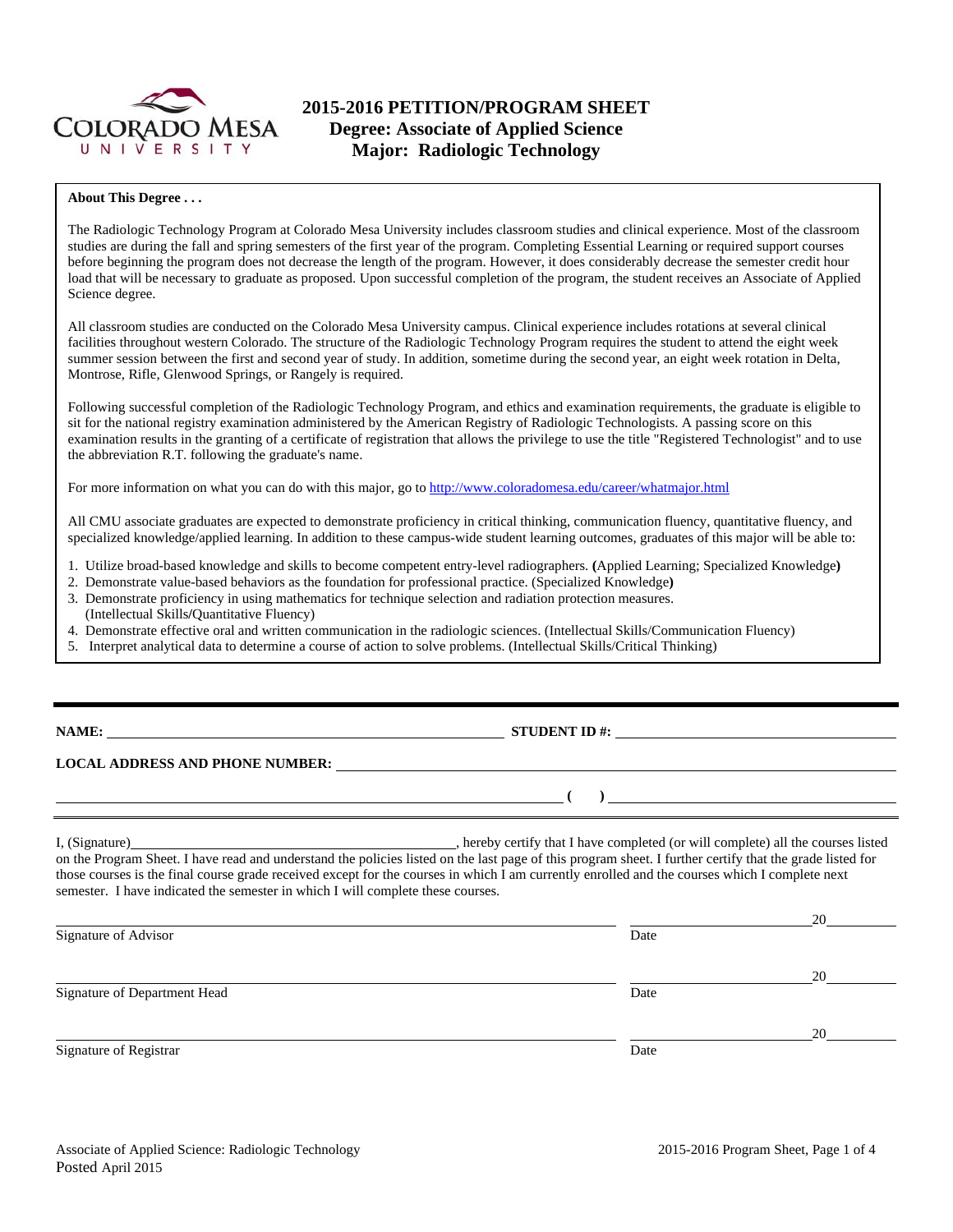# 2015-2016 PETITION/PROGRAM SHEET

## Degree: Associate of Applied Science

## Major: Radiologic Technology

**About This Degree . . .**

The Radiologic Technology Program at Colorado Mesa University includes classroom studies and clinical experience. Most of the classroom studies are during the fall and spring semesters of the first year of the program. Completing Essential Learning or required support courses before beginning the program does not decrease the length of the program. However, it does considerably decrease the semester credit hour load that will be necessary to graduate as proposed. Upon successful completion of the program, the student receives an Associate of Applied Science degree.

All classroom studies are conducted on the Colorado Mesa University campus. Clinical experience includes rotations at several clinical facilities throughout western Colorado. The structure of the Radiologic Technology Program requires the student to attend the eight week summer session between the first and second year of study. In addition, sometime during the second year, an eight week rotation in Delta, Montrose, Rifle, Glenwood Springs, or Rangely is required.

Following successful completion of the Radiologic Technology Program, and ethics and examination requirements, the graduate is eligible to sit for the national registry examination administered by the American Registry of Radiologic Technologists. A passing score on this examination results in the granting of a certificate of registration that allows the privilege to use the title "Registered Technologist" and to use the abbreviation R.T. following the graduate's name.

For more information on what you can do with this major, go to http://www.coloradomesa.edu/career/whatmajor.html

All CMU associate graduates are expected to demonstrate proficiency in critical thinking, communication fluency, quantitative fluency, and specialized knowledge/applied learning. In addition to these campus-wide student learning outcomes, graduates of this major will be able to:

1. Utilize broad-based knowledge and skills to become competent entry-level radiographers. **(**Applied Learning; Specialized Knowledge**)**
2. Demonstrate value-based behaviors as the foundation for professional practice. (Specialized Knowledge**)**
3. Demonstrate proficiency in using mathematics for technique selection and radiation protection measures. (Intellectual Skills/Quantitative Fluency)
4. Demonstrate effective oral and written communication in the radiologic sciences. (Intellectual Skills/Communication Fluency)
5. Interpret analytical data to determine a course of action to solve problems. (Intellectual Skills/Critical Thinking)

---

**NAME:** ______________________________ **STUDENT ID #:** ______________________________

**LOCAL ADDRESS AND PHONE NUMBER:** ______________________________

______________________________ **( )** ______________________________

---

I, (Signature)______________________________, hereby certify that I have completed (or will complete) all the courses listed on the Program Sheet. I have read and understand the policies listed on the last page of this program sheet. I further certify that the grade listed for those courses is the final course grade received except for the courses in which I am currently enrolled and the courses which I complete next semester. I have indicated the semester in which I will complete these courses.

______________________________ ______________20______

Signature of Advisor Date

______________________________ ______________20______

Signature of Department Head Date

______________________________ ______________20______

Signature of Registrar Date

Associate of Applied Science: Radiologic Technology

Posted April 2015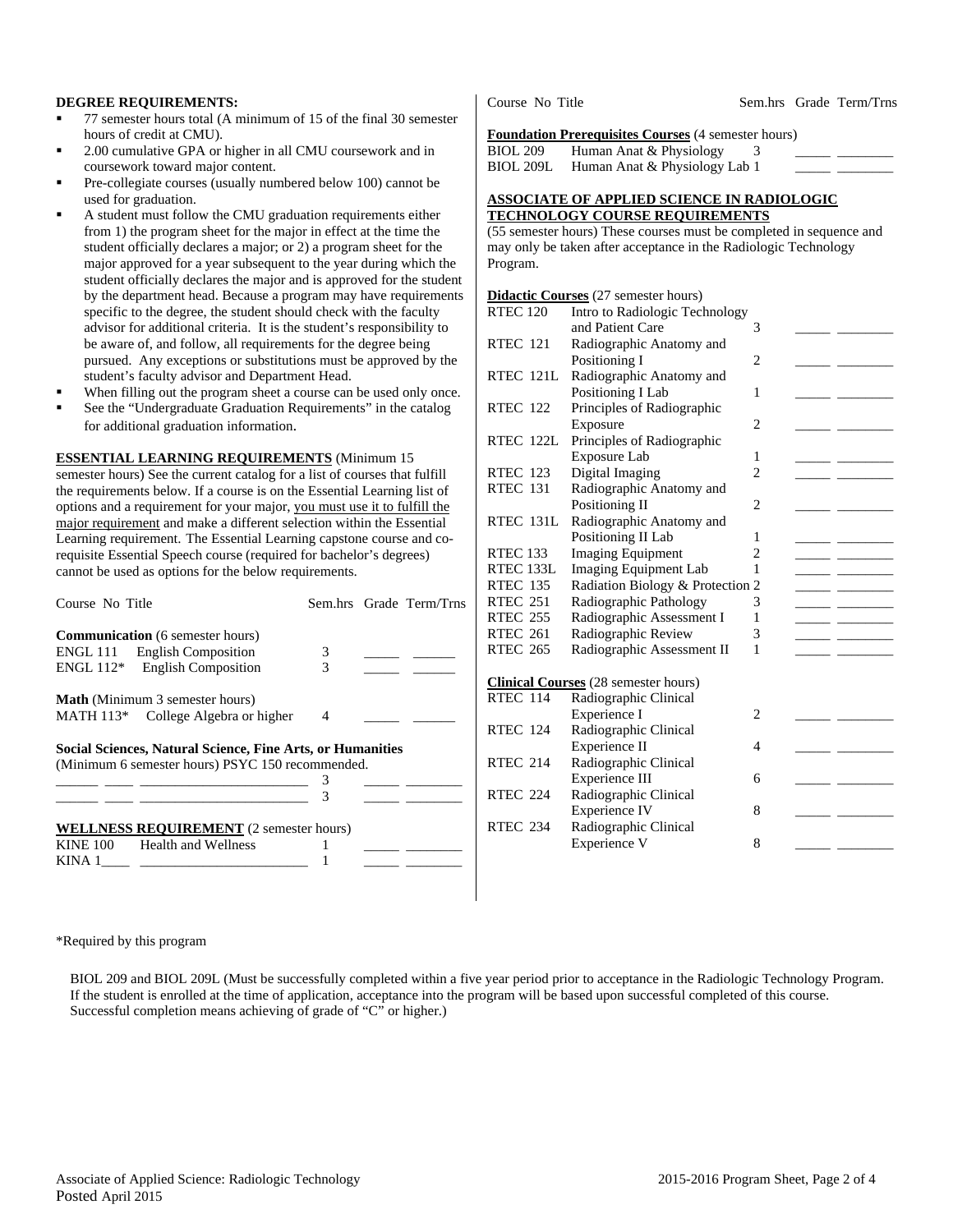**DEGREE REQUIREMENTS:**

- 77 semester hours total (A minimum of 15 of the final 30 semester hours of credit at CMU).
- 2.00 cumulative GPA or higher in all CMU coursework and in coursework toward major content.
- Pre-collegiate courses (usually numbered below 100) cannot be used for graduation.
- A student must follow the CMU graduation requirements either from 1) the program sheet for the major in effect at the time the student officially declares a major; or 2) a program sheet for the major approved for a year subsequent to the year during which the student officially declares the major and is approved for the student by the department head. Because a program may have requirements specific to the degree, the student should check with the faculty advisor for additional criteria. It is the student's responsibility to be aware of, and follow, all requirements for the degree being pursued. Any exceptions or substitutions must be approved by the student's faculty advisor and Department Head.
- When filling out the program sheet a course can be used only once.
- See the "Undergraduate Graduation Requirements" in the catalog for additional graduation information.

**ESSENTIAL LEARNING REQUIREMENTS** (Minimum 15 semester hours) See the current catalog for a list of courses that fulfill the requirements below. If a course is on the Essential Learning list of options and a requirement for your major, you must use it to fulfill the major requirement and make a different selection within the Essential Learning requirement. The Essential Learning capstone course and co-requisite Essential Speech course (required for bachelor's degrees) cannot be used as options for the below requirements.

| Course No | Title | Sem.hrs | Grade | Term/Trns |
|---|---|---|---|---|
| **Communication** (6 semester hours) | | | | |
| ENGL 111 | English Composition | 3 | _____ | ______ |
| ENGL 112* | English Composition | 3 | _____ | ______ |
| **Math** (Minimum 3 semester hours) | | | | |
| MATH 113* | College Algebra or higher | 4 | _____ | ______ |
| **Social Sciences, Natural Science, Fine Arts, or Humanities** (Minimum 6 semester hours) PSYC 150 recommended. | | | | |
| ______ ____ | ______________________ | 3 | _____ | ________ |
| ______ ____ | ______________________ | 3 | _____ | ________ |
| **WELLNESS REQUIREMENT** (2 semester hours) | | | | |
| KINE 100 | Health and Wellness | 1 | _____ | ________ |
| KINA 1____ | ______________________ | 1 | _____ | ________ |

| Course No | Title | Sem.hrs | Grade | Term/Trns |
|---|---|---|---|---|
| **Foundation Prerequisites Courses** (4 semester hours) | | | | |
| BIOL 209 | Human Anat & Physiology | 3 | _____ | ________ |
| BIOL 209L | Human Anat & Physiology Lab | 1 | _____ | ________ |

**ASSOCIATE OF APPLIED SCIENCE IN RADIOLOGIC TECHNOLOGY COURSE REQUIREMENTS**

(55 semester hours) These courses must be completed in sequence and may only be taken after acceptance in the Radiologic Technology Program.

| Course No | Title | Sem.hrs | Grade | Term/Trns |
|---|---|---|---|---|
| **Didactic Courses** (27 semester hours) | | | | |
| RTEC 120 | Intro to Radiologic Technology and Patient Care | 3 | _____ | ________ |
| RTEC 121 | Radiographic Anatomy and Positioning I | 2 | _____ | ________ |
| RTEC 121L | Radiographic Anatomy and Positioning I Lab | 1 | _____ | ________ |
| RTEC 122 | Principles of Radiographic Exposure | 2 | _____ | ________ |
| RTEC 122L | Principles of Radiographic Exposure Lab | 1 | _____ | ________ |
| RTEC 123 | Digital Imaging | 2 | _____ | ________ |
| RTEC 131 | Radiographic Anatomy and Positioning II | 2 | _____ | ________ |
| RTEC 131L | Radiographic Anatomy and Positioning II Lab | 1 | _____ | ________ |
| RTEC 133 | Imaging Equipment | 2 | _____ | ________ |
| RTEC 133L | Imaging Equipment Lab | 1 | _____ | ________ |
| RTEC 135 | Radiation Biology & Protection | 2 | _____ | ________ |
| RTEC 251 | Radiographic Pathology | 3 | _____ | ________ |
| RTEC 255 | Radiographic Assessment I | 1 | _____ | ________ |
| RTEC 261 | Radiographic Review | 3 | _____ | ________ |
| RTEC 265 | Radiographic Assessment II | 1 | _____ | ________ |
| **Clinical Courses** (28 semester hours) | | | | |
| RTEC 114 | Radiographic Clinical Experience I | 2 | _____ | ________ |
| RTEC 124 | Radiographic Clinical Experience II | 4 | _____ | ________ |
| RTEC 214 | Radiographic Clinical Experience III | 6 | _____ | ________ |
| RTEC 224 | Radiographic Clinical Experience IV | 8 | _____ | ________ |
| RTEC 234 | Radiographic Clinical Experience V | 8 | _____ | ________ |

*Required by this program

BIOL 209 and BIOL 209L (Must be successfully completed within a five year period prior to acceptance in the Radiologic Technology Program. If the student is enrolled at the time of application, acceptance into the program will be based upon successful completed of this course. Successful completion means achieving of grade of "C" or higher.)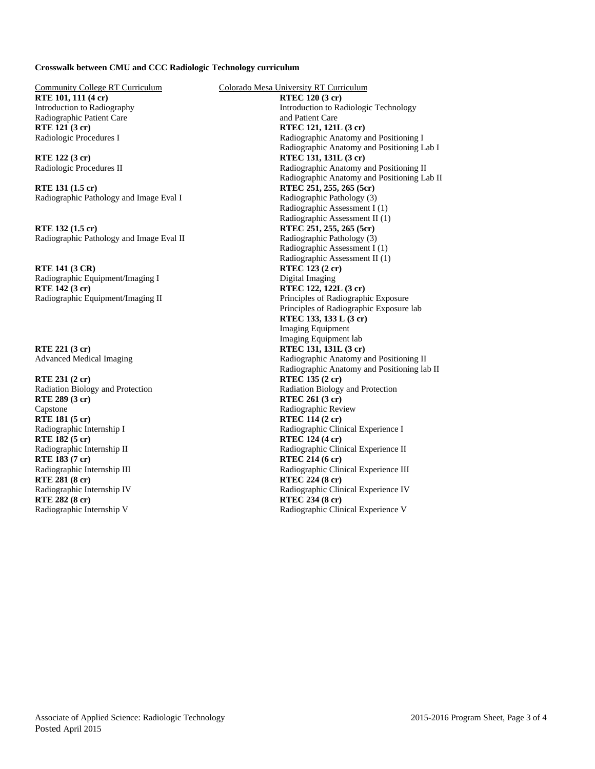**Crosswalk between CMU and CCC Radiologic Technology curriculum**

| Community College RT Curriculum | Colorado Mesa University RT Curriculum |
| --- | --- |
| **RTE 101, 111 (4 cr)**<br>Introduction to Radiography<br>Radiographic Patient Care | **RTEC 120 (3 cr)**<br>Introduction to Radiologic Technology and Patient Care |
| **RTE 121 (3 cr)**<br>Radiologic Procedures I | **RTEC 121, 121L (3 cr)**<br>Radiographic Anatomy and Positioning I<br>Radiographic Anatomy and Positioning Lab I |
| **RTE 122 (3 cr)**<br>Radiologic Procedures II | **RTEC 131, 131L (3 cr)**<br>Radiographic Anatomy and Positioning II<br>Radiographic Anatomy and Positioning Lab II |
| **RTE 131 (1.5 cr)**<br>Radiographic Pathology and Image Eval I | **RTEC 251, 255, 265 (5cr)**<br>Radiographic Pathology (3)<br>Radiographic Assessment I (1)<br>Radiographic Assessment II (1) |
| **RTE 132 (1.5 cr)**<br>Radiographic Pathology and Image Eval II | **RTEC 251, 255, 265 (5cr)**<br>Radiographic Pathology (3)<br>Radiographic Assessment I (1)<br>Radiographic Assessment II (1) |
| **RTE 141 (3 CR)**<br>Radiographic Equipment/Imaging I | **RTEC 123 (2 cr)**<br>Digital Imaging |
| **RTE 142 (3 cr)**<br>Radiographic Equipment/Imaging II | **RTEC 122, 122L (3 cr)**<br>Principles of Radiographic Exposure<br>Principles of Radiographic Exposure lab<br>**RTEC 133, 133 L (3 cr)**<br>Imaging Equipment<br>Imaging Equipment lab |
| **RTE 221 (3 cr)**<br>Advanced Medical Imaging | **RTEC 131, 131L (3 cr)**<br>Radiographic Anatomy and Positioning II<br>Radiographic Anatomy and Positioning lab II |
| **RTE 231 (2 cr)**<br>Radiation Biology and Protection | **RTEC 135 (2 cr)**<br>Radiation Biology and Protection |
| **RTE 289 (3 cr)**<br>Capstone | **RTEC 261 (3 cr)**<br>Radiographic Review |
| **RTE 181 (5 cr)**<br>Radiographic Internship I | **RTEC 114 (2 cr)**<br>Radiographic Clinical Experience I |
| **RTE 182 (5 cr)**<br>Radiographic Internship II | **RTEC 124 (4 cr)**<br>Radiographic Clinical Experience II |
| **RTE 183 (7 cr)**<br>Radiographic Internship III | **RTEC 214 (6 cr)**<br>Radiographic Clinical Experience III |
| **RTE 281 (8 cr)**<br>Radiographic Internship IV | **RTEC 224 (8 cr)**<br>Radiographic Clinical Experience IV |
| **RTE 282 (8 cr)**<br>Radiographic Internship V | **RTEC 234 (8 cr)**<br>Radiographic Clinical Experience V |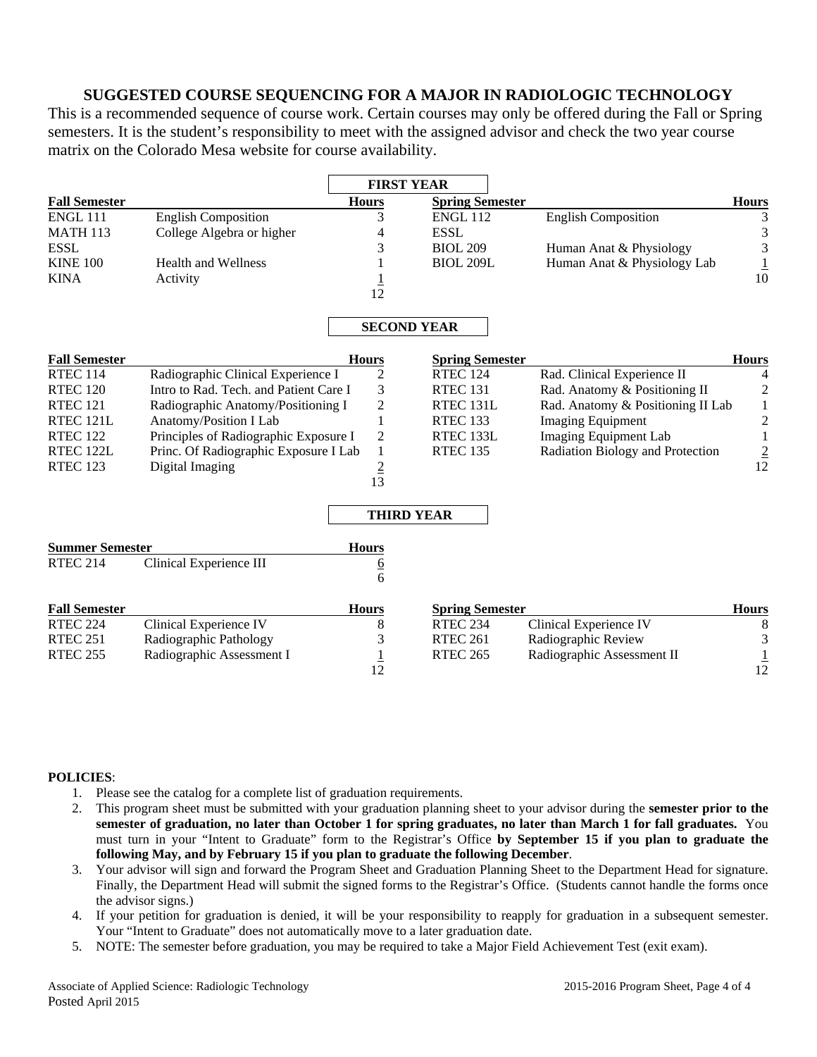## SUGGESTED COURSE SEQUENCING FOR A MAJOR IN RADIOLOGIC TECHNOLOGY

This is a recommended sequence of course work. Certain courses may only be offered during the Fall or Spring semesters. It is the student's responsibility to meet with the assigned advisor and check the two year course matrix on the Colorado Mesa website for course availability.

### FIRST YEAR

| Fall Semester | | Hours | Spring Semester | | Hours |
|---|---|---|---|---|---|
| ENGL 111 | English Composition | 3 | ENGL 112 | English Composition | 3 |
| MATH 113 | College Algebra or higher | 4 | ESSL | | 3 |
| ESSL | | 3 | BIOL 209 | Human Anat & Physiology | 3 |
| KINE 100 | Health and Wellness | 1 | BIOL 209L | Human Anat & Physiology Lab | 1 |
| KINA | Activity | 1 | | | 10 |
| | | 12 | | | |

### SECOND YEAR

| Fall Semester | | Hours | Spring Semester | | Hours |
|---|---|---|---|---|---|
| RTEC 114 | Radiographic Clinical Experience I | 2 | RTEC 124 | Rad. Clinical Experience II | 4 |
| RTEC 120 | Intro to Rad. Tech. and Patient Care I | 3 | RTEC 131 | Rad. Anatomy & Positioning II | 2 |
| RTEC 121 | Radiographic Anatomy/Positioning I | 2 | RTEC 131L | Rad. Anatomy & Positioning II Lab | 1 |
| RTEC 121L | Anatomy/Position I Lab | 1 | RTEC 133 | Imaging Equipment | 2 |
| RTEC 122 | Principles of Radiographic Exposure I | 2 | RTEC 133L | Imaging Equipment Lab | 1 |
| RTEC 122L | Princ. Of Radiographic Exposure I Lab | 1 | RTEC 135 | Radiation Biology and Protection | 2 |
| RTEC 123 | Digital Imaging | 2 | | | 12 |
| | | 13 | | | |

### THIRD YEAR

| Summer Semester | | Hours |
|---|---|---|
| RTEC 214 | Clinical Experience III | 6 |
| | | 6 |

| Fall Semester | | Hours | Spring Semester | | Hours |
|---|---|---|---|---|---|
| RTEC 224 | Clinical Experience IV | 8 | RTEC 234 | Clinical Experience IV | 8 |
| RTEC 251 | Radiographic Pathology | 3 | RTEC 261 | Radiographic Review | 3 |
| RTEC 255 | Radiographic Assessment I | 1 | RTEC 265 | Radiographic Assessment II | 1 |
| | | 12 | | | 12 |

**POLICIES**:

1. Please see the catalog for a complete list of graduation requirements.
2. This program sheet must be submitted with your graduation planning sheet to your advisor during the **semester prior to the semester of graduation, no later than October 1 for spring graduates, no later than March 1 for fall graduates.** You must turn in your "Intent to Graduate" form to the Registrar's Office **by September 15 if you plan to graduate the following May, and by February 15 if you plan to graduate the following December**.
3. Your advisor will sign and forward the Program Sheet and Graduation Planning Sheet to the Department Head for signature. Finally, the Department Head will submit the signed forms to the Registrar's Office. (Students cannot handle the forms once the advisor signs.)
4. If your petition for graduation is denied, it will be your responsibility to reapply for graduation in a subsequent semester. Your "Intent to Graduate" does not automatically move to a later graduation date.
5. NOTE: The semester before graduation, you may be required to take a Major Field Achievement Test (exit exam).